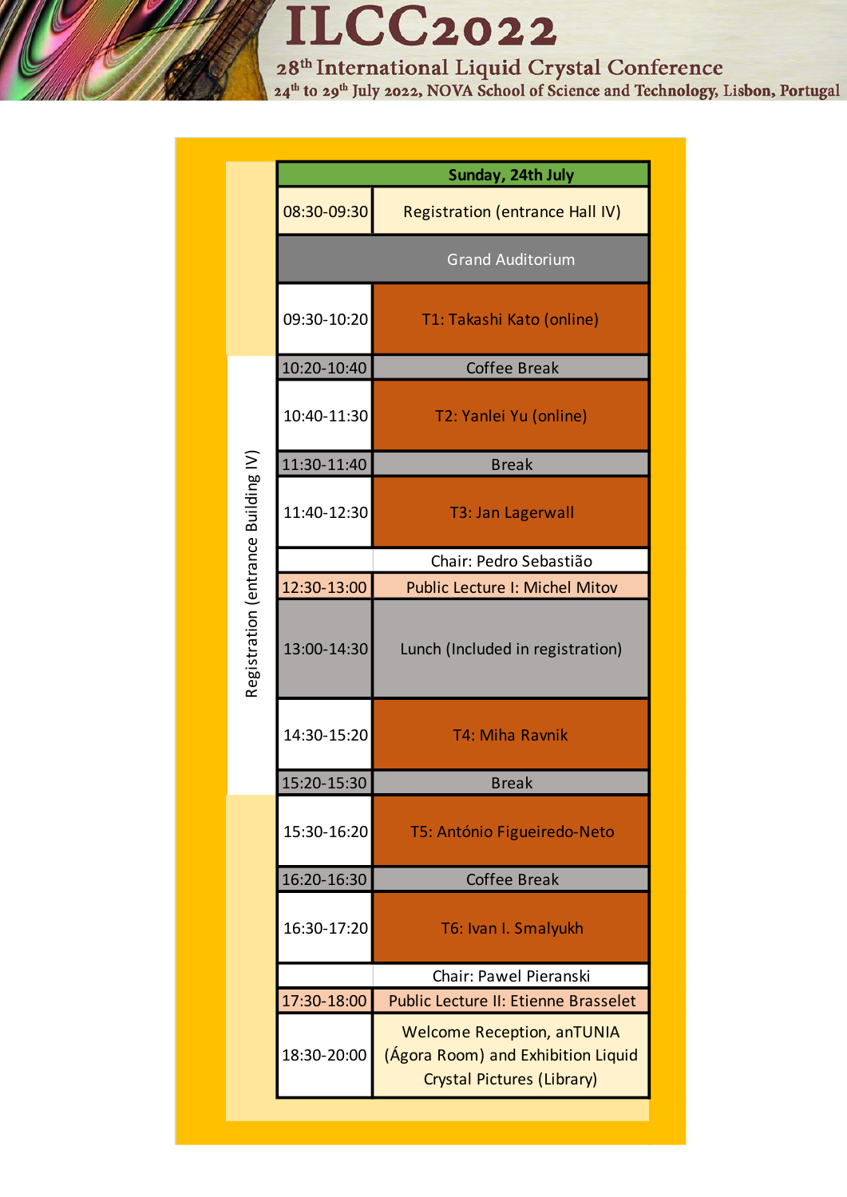# ILCC2022

## 28th International Liquid Crystal Conference

24th to 29th July 2022, NOVA School of Science and Technology, Lisbon, Portugal

| Sunday, 24th July | |
|---|---|
| 08:30-09:30 | Registration (entrance Hall IV) |
| | Grand Auditorium |
| 09:30-10:20 | T1: Takashi Kato (online) |
| 10:20-10:40 | Coffee Break |
| 10:40-11:30 | T2: Yanlei Yu (online) |
| 11:30-11:40 | Break |
| 11:40-12:30 | T3: Jan Lagerwall |
| | Chair: Pedro Sebastião |
| 12:30-13:00 | Public Lecture I: Michel Mitov |
| 13:00-14:30 | Lunch (Included in registration) |
| 14:30-15:20 | T4: Miha Ravnik |
| 15:20-15:30 | Break |
| 15:30-16:20 | T5: António Figueiredo-Neto |
| 16:20-16:30 | Coffee Break |
| 16:30-17:20 | T6: Ivan I. Smalyukh |
| | Chair: Pawel Pieranski |
| 17:30-18:00 | Public Lecture II: Etienne Brasselet |
| 18:30-20:00 | Welcome Reception, anTUNIA (Ágora Room) and Exhibition Liquid Crystal Pictures (Library) |

Registration (entrance Building IV)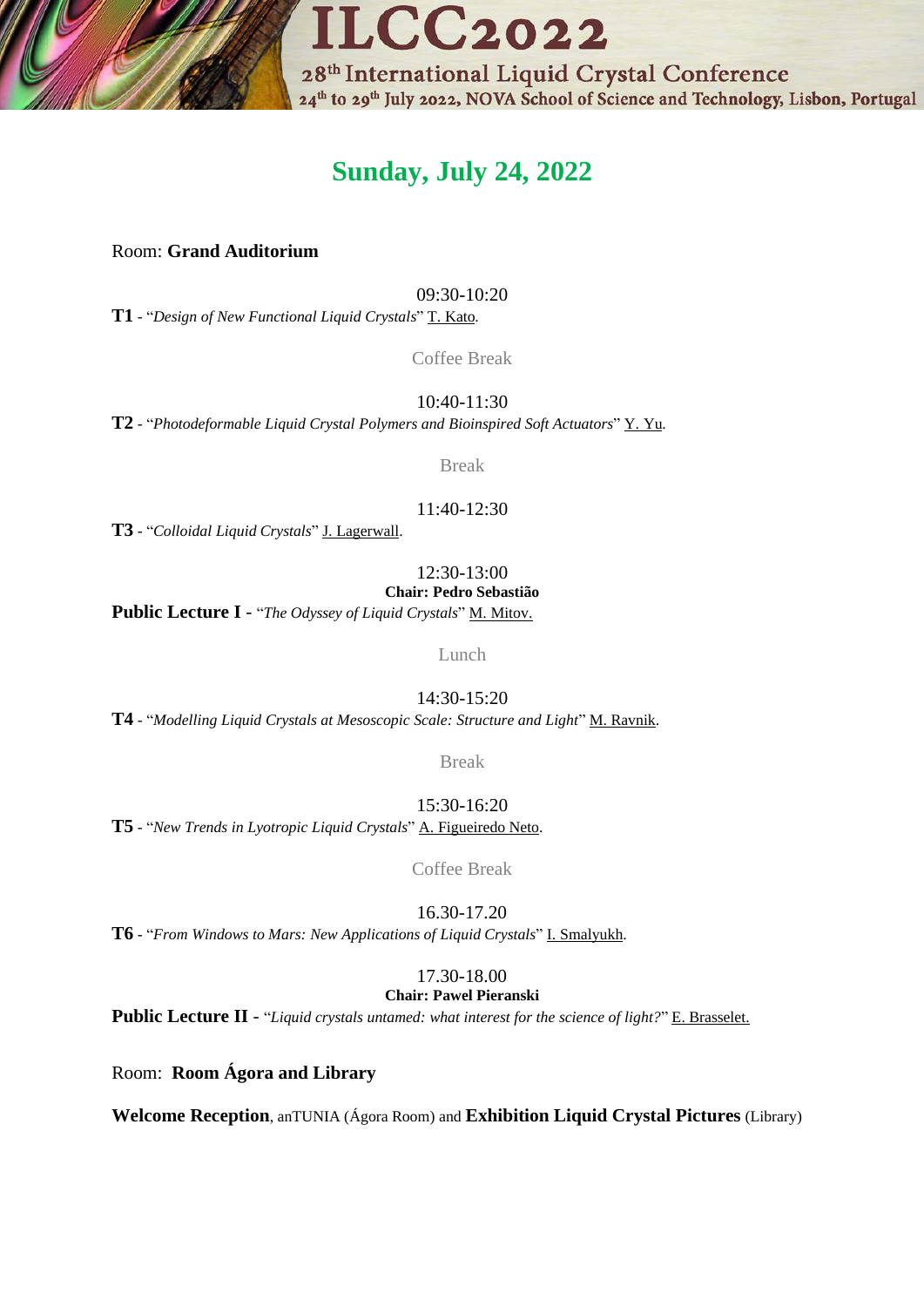## Sunday, July 24, 2022

Room: **Grand Auditorium**

09:30-10:20

**T1** - "*Design of New Functional Liquid Crystals*" T. Kato.

Coffee Break

10:40-11:30

**T2** - "*Photodeformable Liquid Crystal Polymers and Bioinspired Soft Actuators*" Y. Yu.

Break

11:40-12:30

**T3** - "*Colloidal Liquid Crystals*" J. Lagerwall.

12:30-13:00

**Chair: Pedro Sebastião**

**Public Lecture I** - "*The Odyssey of Liquid Crystals*" M. Mitov.

Lunch

14:30-15:20

**T4** - "*Modelling Liquid Crystals at Mesoscopic Scale: Structure and Light*" M. Ravnik.

Break

15:30-16:20

**T5** - "*New Trends in Lyotropic Liquid Crystals*" A. Figueiredo Neto.

Coffee Break

16.30-17.20

**T6** - "*From Windows to Mars: New Applications of Liquid Crystals*" I. Smalyukh.

17.30-18.00

**Chair: Pawel Pieranski**

**Public Lecture II** - "*Liquid crystals untamed: what interest for the science of light?*" E. Brasselet.

Room: **Room Ágora and Library**

**Welcome Reception**, anTUNIA (Ágora Room) and **Exhibition Liquid Crystal Pictures** (Library)